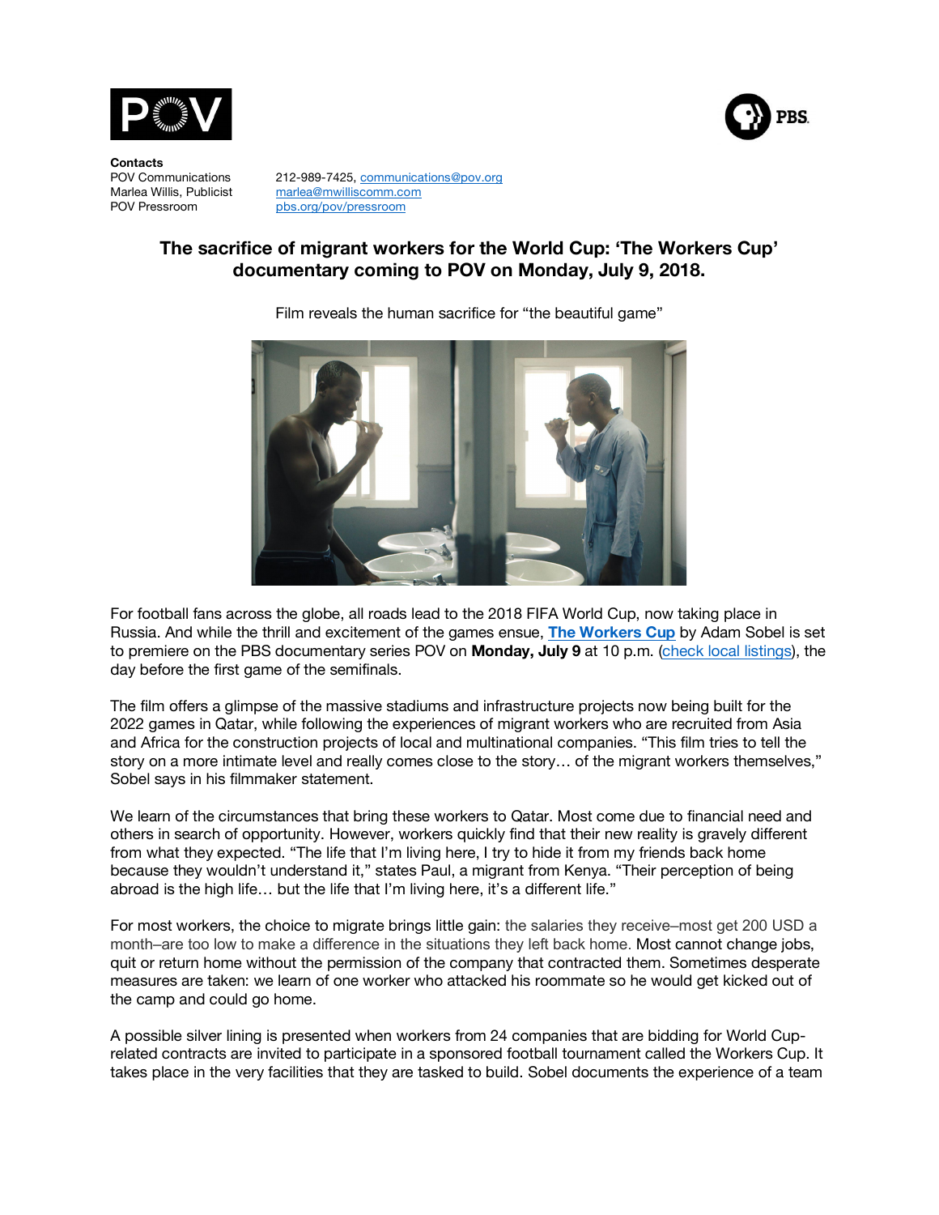**Contacts**

| | |
|---|---|
| POV Communications | 212-989-7425, communications@pov.org |
| Marlea Willis, Publicist | marlea@mwilliscomm.com |
| POV Pressroom | pbs.org/pov/pressroom |

## The sacrifice of migrant workers for the World Cup: 'The Workers Cup' documentary coming to POV on Monday, July 9, 2018.

Film reveals the human sacrifice for "the beautiful game"

For football fans across the globe, all roads lead to the 2018 FIFA World Cup, now taking place in Russia. And while the thrill and excitement of the games ensue, **The Workers Cup** by Adam Sobel is set to premiere on the PBS documentary series POV on **Monday, July 9** at 10 p.m. (check local listings), the day before the first game of the semifinals.

The film offers a glimpse of the massive stadiums and infrastructure projects now being built for the 2022 games in Qatar, while following the experiences of migrant workers who are recruited from Asia and Africa for the construction projects of local and multinational companies. "This film tries to tell the story on a more intimate level and really comes close to the story… of the migrant workers themselves," Sobel says in his filmmaker statement.

We learn of the circumstances that bring these workers to Qatar. Most come due to financial need and others in search of opportunity. However, workers quickly find that their new reality is gravely different from what they expected. "The life that I'm living here, I try to hide it from my friends back home because they wouldn't understand it," states Paul, a migrant from Kenya. "Their perception of being abroad is the high life… but the life that I'm living here, it's a different life."

For most workers, the choice to migrate brings little gain: the salaries they receive–most get 200 USD a month–are too low to make a difference in the situations they left back home. Most cannot change jobs, quit or return home without the permission of the company that contracted them. Sometimes desperate measures are taken: we learn of one worker who attacked his roommate so he would get kicked out of the camp and could go home.

A possible silver lining is presented when workers from 24 companies that are bidding for World Cup-related contracts are invited to participate in a sponsored football tournament called the Workers Cup. It takes place in the very facilities that they are tasked to build. Sobel documents the experience of a team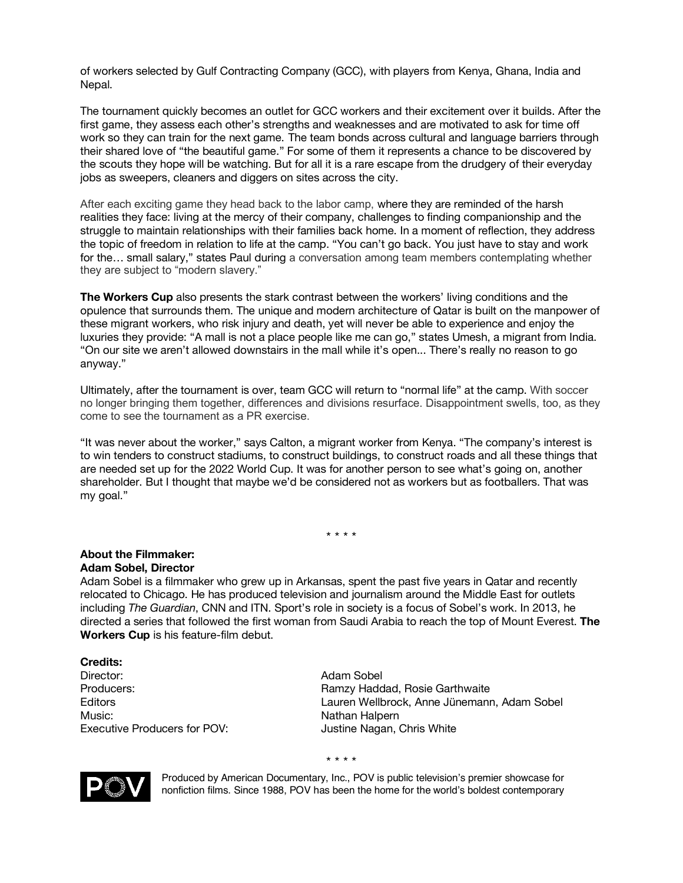of workers selected by Gulf Contracting Company (GCC), with players from Kenya, Ghana, India and Nepal.

The tournament quickly becomes an outlet for GCC workers and their excitement over it builds. After the first game, they assess each other's strengths and weaknesses and are motivated to ask for time off work so they can train for the next game. The team bonds across cultural and language barriers through their shared love of "the beautiful game." For some of them it represents a chance to be discovered by the scouts they hope will be watching. But for all it is a rare escape from the drudgery of their everyday jobs as sweepers, cleaners and diggers on sites across the city.

After each exciting game they head back to the labor camp, where they are reminded of the harsh realities they face: living at the mercy of their company, challenges to finding companionship and the struggle to maintain relationships with their families back home. In a moment of reflection, they address the topic of freedom in relation to life at the camp. "You can't go back. You just have to stay and work for the… small salary," states Paul during a conversation among team members contemplating whether they are subject to "modern slavery."

**The Workers Cup** also presents the stark contrast between the workers' living conditions and the opulence that surrounds them. The unique and modern architecture of Qatar is built on the manpower of these migrant workers, who risk injury and death, yet will never be able to experience and enjoy the luxuries they provide: "A mall is not a place people like me can go," states Umesh, a migrant from India. "On our site we aren't allowed downstairs in the mall while it's open... There's really no reason to go anyway."

Ultimately, after the tournament is over, team GCC will return to "normal life" at the camp. With soccer no longer bringing them together, differences and divisions resurface. Disappointment swells, too, as they come to see the tournament as a PR exercise.

"It was never about the worker," says Calton, a migrant worker from Kenya. "The company's interest is to win tenders to construct stadiums, to construct buildings, to construct roads and all these things that are needed set up for the 2022 World Cup. It was for another person to see what's going on, another shareholder. But I thought that maybe we'd be considered not as workers but as footballers. That was my goal."

\* \* \* \*

**About the Filmmaker:**
**Adam Sobel, Director**

Adam Sobel is a filmmaker who grew up in Arkansas, spent the past five years in Qatar and recently relocated to Chicago. He has produced television and journalism around the Middle East for outlets including *The Guardian*, CNN and ITN. Sport's role in society is a focus of Sobel's work. In 2013, he directed a series that followed the first woman from Saudi Arabia to reach the top of Mount Everest. **The Workers Cup** is his feature-film debut.

**Credits:**

| | |
|---|---|
| Director: | Adam Sobel |
| Producers: | Ramzy Haddad, Rosie Garthwaite |
| Editors | Lauren Wellbrock, Anne Jünemann, Adam Sobel |
| Music: | Nathan Halpern |
| Executive Producers for POV: | Justine Nagan, Chris White |

\* \* \* \*

Produced by American Documentary, Inc., POV is public television's premier showcase for nonfiction films. Since 1988, POV has been the home for the world's boldest contemporary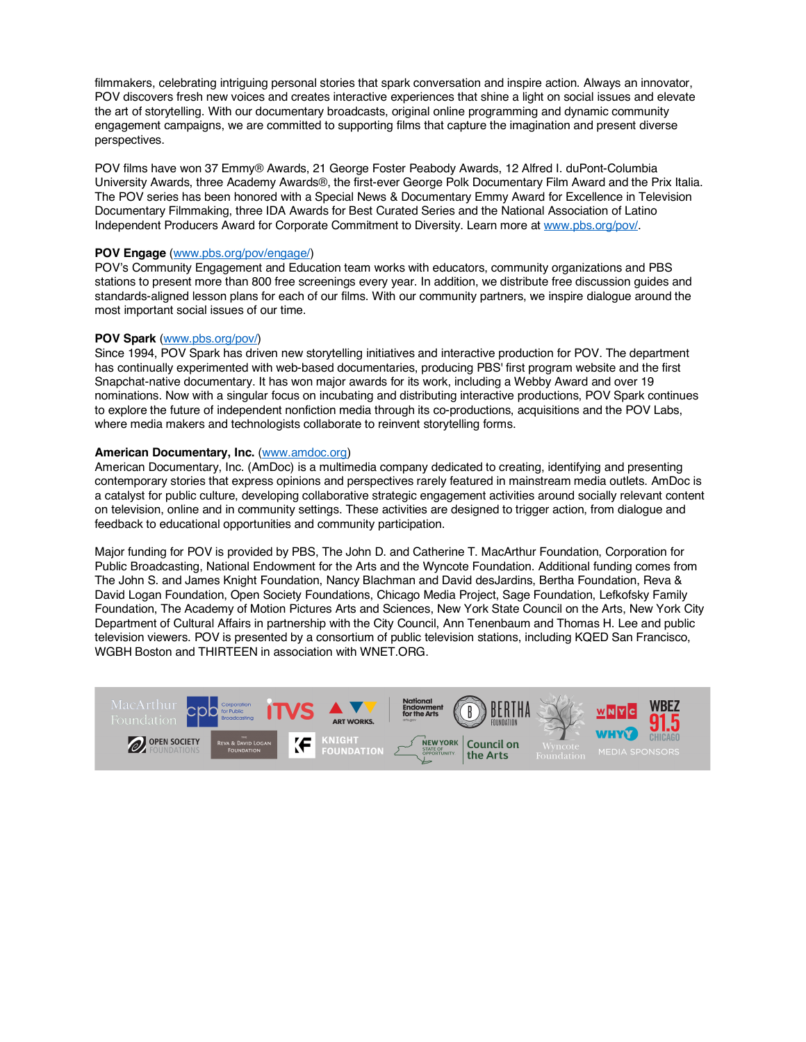filmmakers, celebrating intriguing personal stories that spark conversation and inspire action. Always an innovator, POV discovers fresh new voices and creates interactive experiences that shine a light on social issues and elevate the art of storytelling. With our documentary broadcasts, original online programming and dynamic community engagement campaigns, we are committed to supporting films that capture the imagination and present diverse perspectives.

POV films have won 37 Emmy® Awards, 21 George Foster Peabody Awards, 12 Alfred I. duPont-Columbia University Awards, three Academy Awards®, the first-ever George Polk Documentary Film Award and the Prix Italia. The POV series has been honored with a Special News & Documentary Emmy Award for Excellence in Television Documentary Filmmaking, three IDA Awards for Best Curated Series and the National Association of Latino Independent Producers Award for Corporate Commitment to Diversity. Learn more at www.pbs.org/pov/.

**POV Engage** (www.pbs.org/pov/engage/)
POV's Community Engagement and Education team works with educators, community organizations and PBS stations to present more than 800 free screenings every year. In addition, we distribute free discussion guides and standards-aligned lesson plans for each of our films. With our community partners, we inspire dialogue around the most important social issues of our time.

**POV Spark** (www.pbs.org/pov/)
Since 1994, POV Spark has driven new storytelling initiatives and interactive production for POV. The department has continually experimented with web-based documentaries, producing PBS' first program website and the first Snapchat-native documentary. It has won major awards for its work, including a Webby Award and over 19 nominations. Now with a singular focus on incubating and distributing interactive productions, POV Spark continues to explore the future of independent nonfiction media through its co-productions, acquisitions and the POV Labs, where media makers and technologists collaborate to reinvent storytelling forms.

**American Documentary, Inc.** (www.amdoc.org)
American Documentary, Inc. (AmDoc) is a multimedia company dedicated to creating, identifying and presenting contemporary stories that express opinions and perspectives rarely featured in mainstream media outlets. AmDoc is a catalyst for public culture, developing collaborative strategic engagement activities around socially relevant content on television, online and in community settings. These activities are designed to trigger action, from dialogue and feedback to educational opportunities and community participation.

Major funding for POV is provided by PBS, The John D. and Catherine T. MacArthur Foundation, Corporation for Public Broadcasting, National Endowment for the Arts and the Wyncote Foundation. Additional funding comes from The John S. and James Knight Foundation, Nancy Blachman and David desJardins, Bertha Foundation, Reva & David Logan Foundation, Open Society Foundations, Chicago Media Project, Sage Foundation, Lefkofsky Family Foundation, The Academy of Motion Pictures Arts and Sciences, New York State Council on the Arts, New York City Department of Cultural Affairs in partnership with the City Council, Ann Tenenbaum and Thomas H. Lee and public television viewers. POV is presented by a consortium of public television stations, including KQED San Francisco, WGBH Boston and THIRTEEN in association with WNET.ORG.

MacArthur Foundation | cpb Corporation for Public Broadcasting | ITVS | ART WORKS. | National Endowment for the Arts | BERTHA FOUNDATION | Wyncote Foundation | WNYC | WHYY | WBEZ 91.5 CHICAGO | MEDIA SPONSORS | OPEN SOCIETY FOUNDATIONS | Reva & David Logan Foundation | KNIGHT FOUNDATION | NEW YORK STATE OF OPPORTUNITY | Council on the Arts